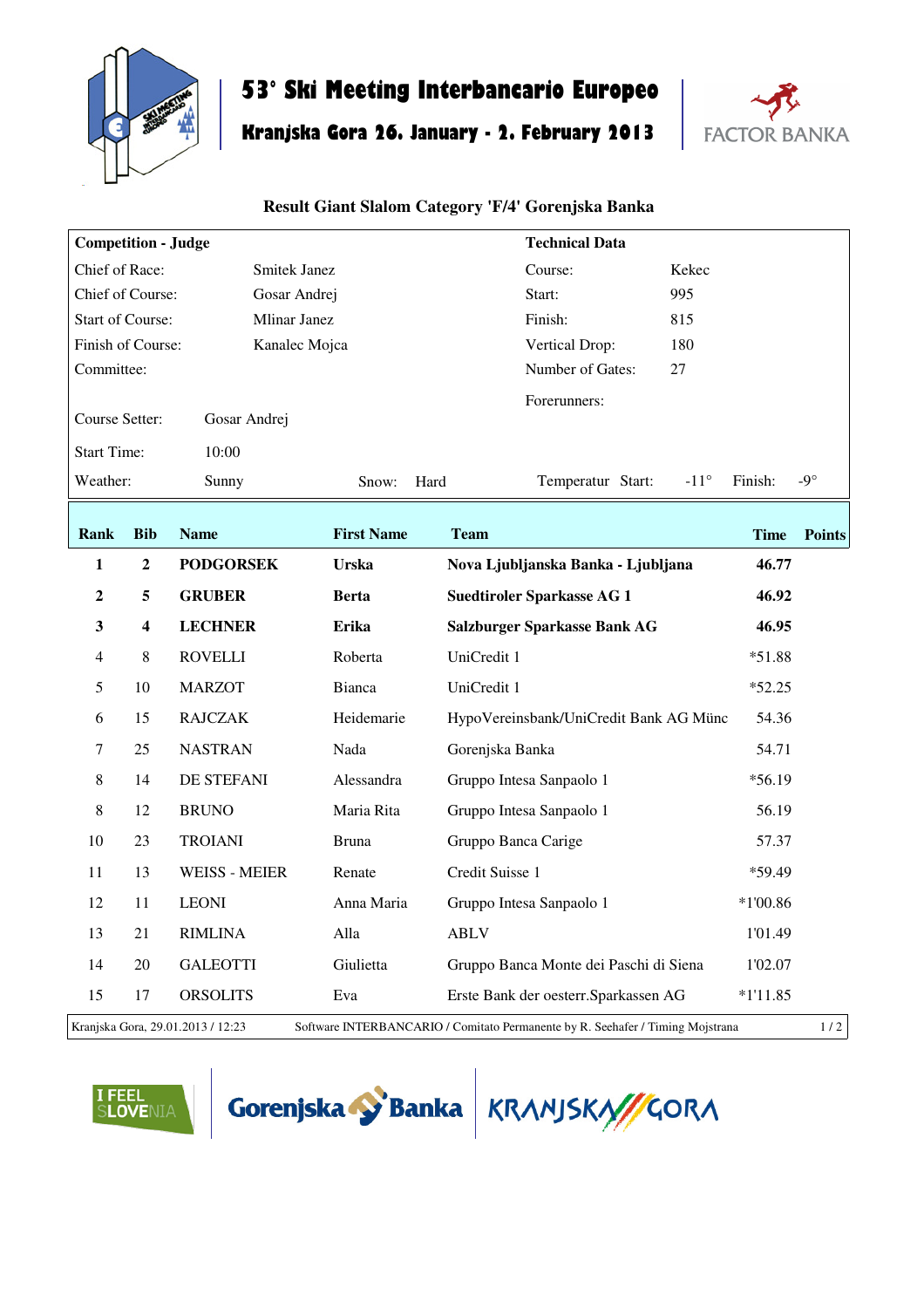# 53° Ski Meeting Interbancario Europeo

## Kranjska Gora 26. January - 2. February 2013

FACTOR BANKA

### Result Giant Slalom Category 'F/4' Gorenjska Banka

| **Competition - Judge** | | **Technical Data** | |
|---|---|---|---|
| Chief of Race: | Smitek Janez | Course: | Kekec |
| Chief of Course: | Gosar Andrej | Start: | 995 |
| Start of Course: | Mlinar Janez | Finish: | 815 |
| Finish of Course: | Kanalec Mojca | Vertical Drop: | 180 |
| Committee: | | Number of Gates: | 27 |
| | | Forerunners: | |
| Course Setter: | Gosar Andrej | | |
| Start Time: | 10:00 | | |

Weather: Sunny Snow: Hard Temperatur Start: -11° Finish: -9°

| Rank | Bib | Name | First Name | Team | Time | Points |
|---|---|---|---|---|---|---|
| **1** | **2** | **PODGORSEK** | **Urska** | **Nova Ljubljanska Banka - Ljubljana** | **46.77** | |
| **2** | **5** | **GRUBER** | **Berta** | **Suedtiroler Sparkasse AG 1** | **46.92** | |
| **3** | **4** | **LECHNER** | **Erika** | **Salzburger Sparkasse Bank AG** | **46.95** | |
| 4 | 8 | ROVELLI | Roberta | UniCredit 1 | *51.88 | |
| 5 | 10 | MARZOT | Bianca | UniCredit 1 | *52.25 | |
| 6 | 15 | RAJCZAK | Heidemarie | HypoVereinsbank/UniCredit Bank AG Münc | 54.36 | |
| 7 | 25 | NASTRAN | Nada | Gorenjska Banka | 54.71 | |
| 8 | 14 | DE STEFANI | Alessandra | Gruppo Intesa Sanpaolo 1 | *56.19 | |
| 8 | 12 | BRUNO | Maria Rita | Gruppo Intesa Sanpaolo 1 | 56.19 | |
| 10 | 23 | TROIANI | Bruna | Gruppo Banca Carige | 57.37 | |
| 11 | 13 | WEISS - MEIER | Renate | Credit Suisse 1 | *59.49 | |
| 12 | 11 | LEONI | Anna Maria | Gruppo Intesa Sanpaolo 1 | *1'00.86 | |
| 13 | 21 | RIMLINA | Alla | ABLV | 1'01.49 | |
| 14 | 20 | GALEOTTI | Giulietta | Gruppo Banca Monte dei Paschi di Siena | 1'02.07 | |
| 15 | 17 | ORSOLITS | Eva | Erste Bank der oesterr.Sparkassen AG | *1'11.85 | |

Kranjska Gora, 29.01.2013 / 12:23 Software INTERBANCARIO / Comitato Permanente by R. Seehafer / Timing Mojstrana

I FEEL SLOVENIA Gorenjska Banka KRANJSKA GORA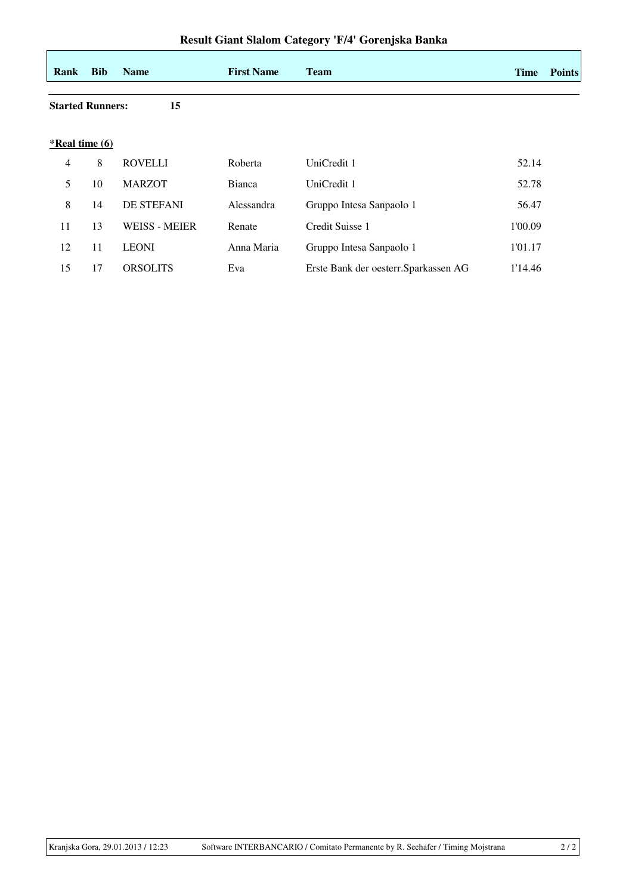# Result Giant Slalom Category 'F/4' Gorenjska Banka

| Rank | Bib | Name | First Name | Team | Time | Points |
|---|---|---|---|---|---|---|

**Started Runners:** **15**

**\*Real time (6)**

| Rank | Bib | Name | First Name | Team | Time | Points |
|---|---|---|---|---|---|---|
| 4 | 8 | ROVELLI | Roberta | UniCredit 1 | 52.14 | |
| 5 | 10 | MARZOT | Bianca | UniCredit 1 | 52.78 | |
| 8 | 14 | DE STEFANI | Alessandra | Gruppo Intesa Sanpaolo 1 | 56.47 | |
| 11 | 13 | WEISS - MEIER | Renate | Credit Suisse 1 | 1'00.09 | |
| 12 | 11 | LEONI | Anna Maria | Gruppo Intesa Sanpaolo 1 | 1'01.17 | |
| 15 | 17 | ORSOLITS | Eva | Erste Bank der oesterr.Sparkassen AG | 1'14.46 | |

Kranjska Gora, 29.01.2013 / 12:23 Software INTERBANCARIO / Comitato Permanente by R. Seehafer / Timing Mojstrana